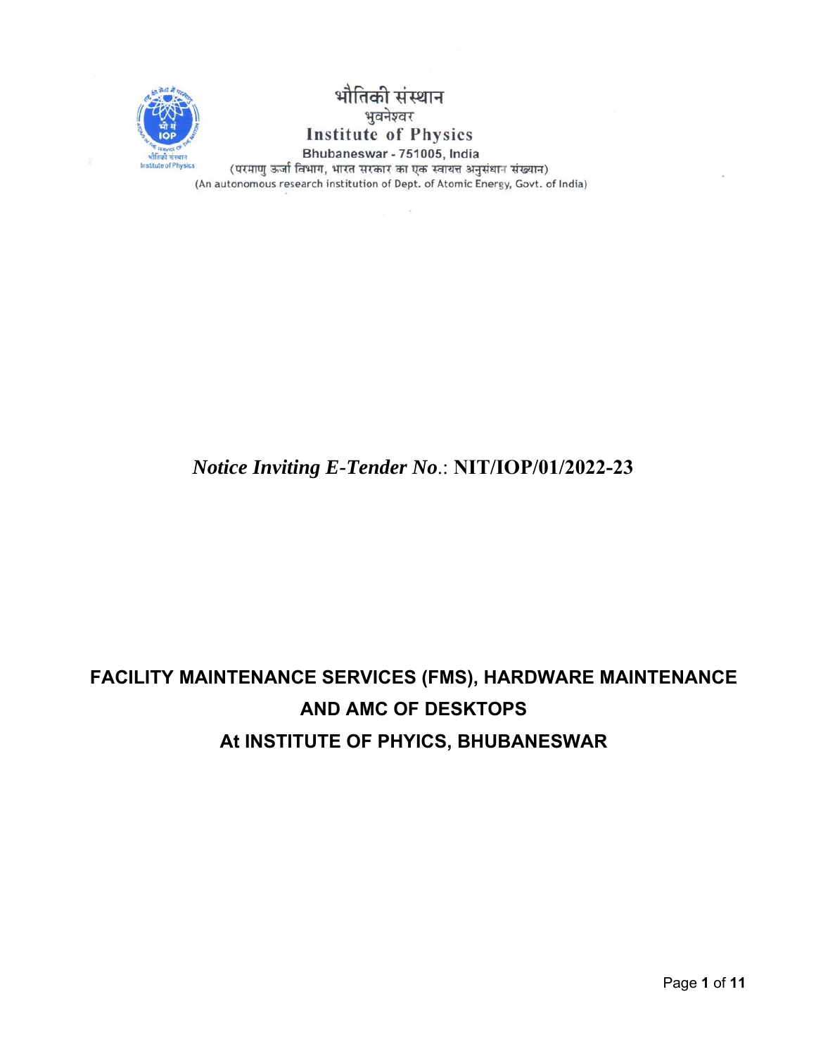भौतिकी संस्थान
भुवनेश्वर
Institute of Physics
Bhubaneswar - 751005, India
(परमाणु ऊर्जा विभाग, भारत सरकार का एक स्वायत्त अनुसंधान संस्थान)
(An autonomous research institution of Dept. of Atomic Energy, Govt. of India)

*Notice Inviting E-Tender No*.: **NIT/IOP/01/2022-23**

# FACILITY MAINTENANCE SERVICES (FMS), HARDWARE MAINTENANCE AND AMC OF DESKTOPS At INSTITUTE OF PHYICS, BHUBANESWAR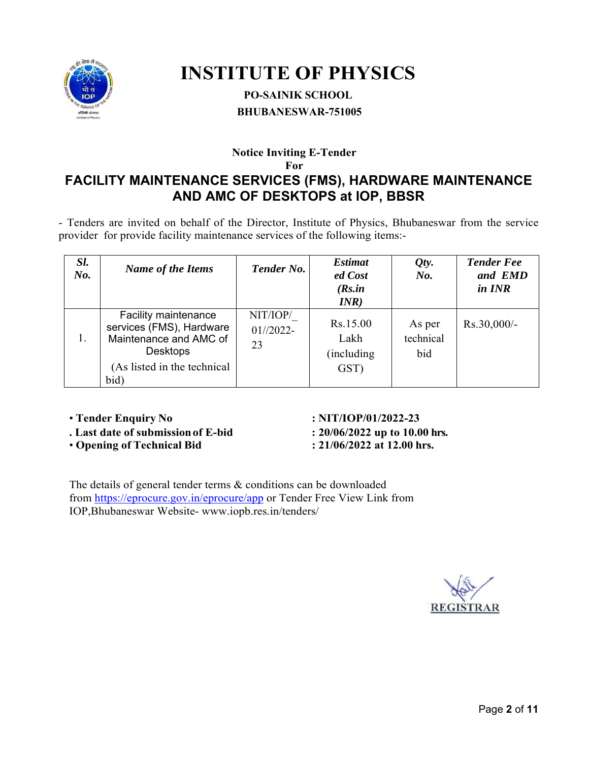# INSTITUTE OF PHYSICS

**PO-SAINIK SCHOOL**

**BHUBANESWAR-751005**

**Notice Inviting E-Tender**

**For**

## FACILITY MAINTENANCE SERVICES (FMS), HARDWARE MAINTENANCE AND AMC OF DESKTOPS at IOP, BBSR

- Tenders are invited on behalf of the Director, Institute of Physics, Bhubaneswar from the service provider for provide facility maintenance services of the following items:-

| *Sl. No.* | *Name of the Items* | *Tender No.* | *Estimated Cost (Rs.in INR)* | *Qty. No.* | *Tender Fee and EMD in INR* |
|---|---|---|---|---|---|
| 1. | Facility maintenance services (FMS), Hardware Maintenance and AMC of Desktops (As listed in the technical bid) | NIT/IOP/_ 01//2022-23 | Rs.15.00 Lakh (including GST) | As per technical bid | Rs.30,000/- |

- **Tender Enquiry No** : **NIT/IOP/01/2022-23**
- **Last date of submission of E-bid** : **20/06/2022 up to 10.00 hrs.**
- **Opening of Technical Bid** : **21/06/2022 at 12.00 hrs.**

The details of general tender terms & conditions can be downloaded from https://eprocure.gov.in/eprocure/app or Tender Free View Link from IOP,Bhubaneswar Website- www.iopb.res.in/tenders/

**REGISTRAR**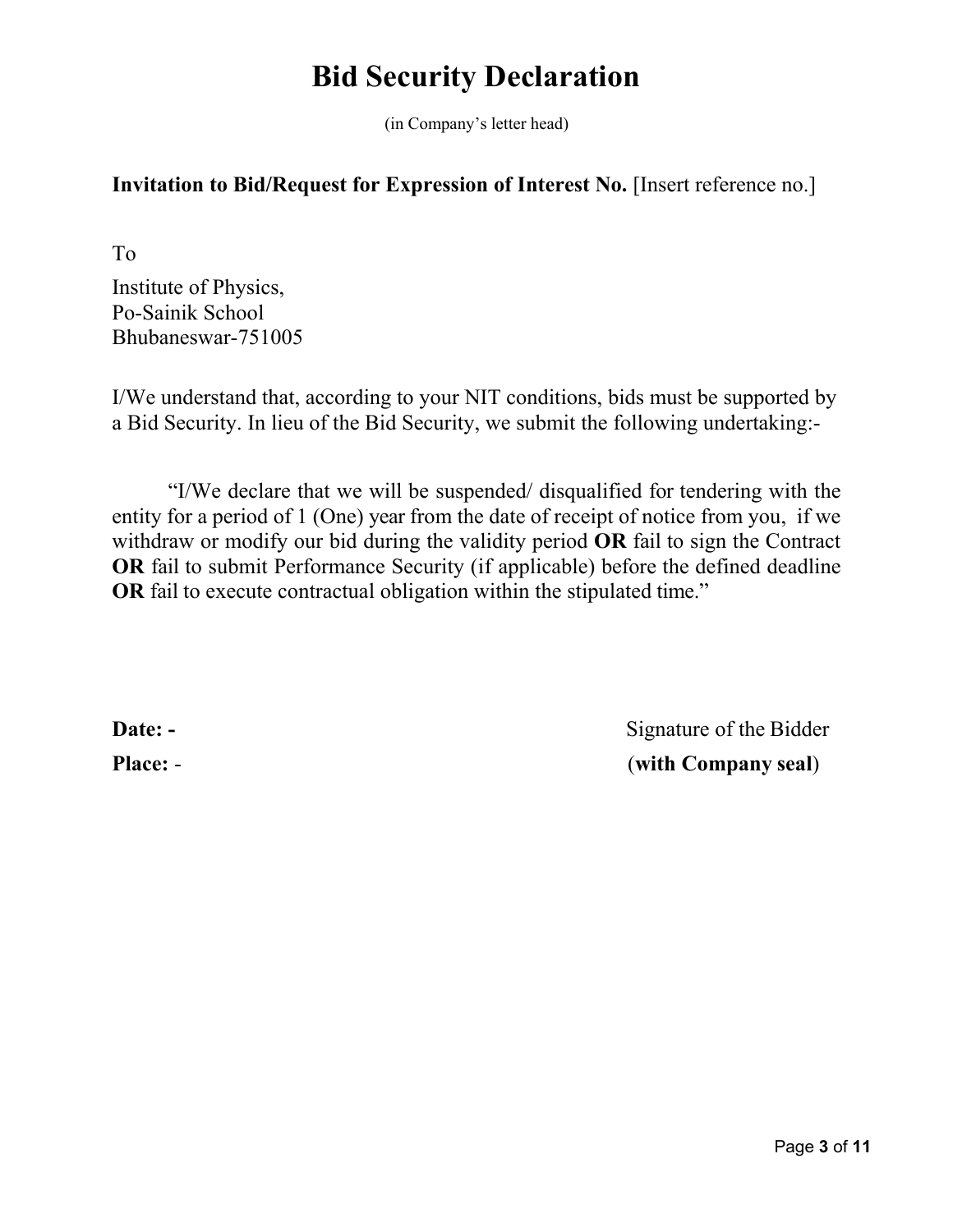# Bid Security Declaration

(in Company's letter head)

**Invitation to Bid/Request for Expression of Interest No.** [Insert reference no.]

To

Institute of Physics,
Po-Sainik School
Bhubaneswar-751005

I/We understand that, according to your NIT conditions, bids must be supported by a Bid Security. In lieu of the Bid Security, we submit the following undertaking:-

"I/We declare that we will be suspended/ disqualified for tendering with the entity for a period of 1 (One) year from the date of receipt of notice from you, if we withdraw or modify our bid during the validity period **OR** fail to sign the Contract **OR** fail to submit Performance Security (if applicable) before the defined deadline **OR** fail to execute contractual obligation within the stipulated time."

**Date: -** Signature of the Bidder

**Place:** - (**with Company seal**)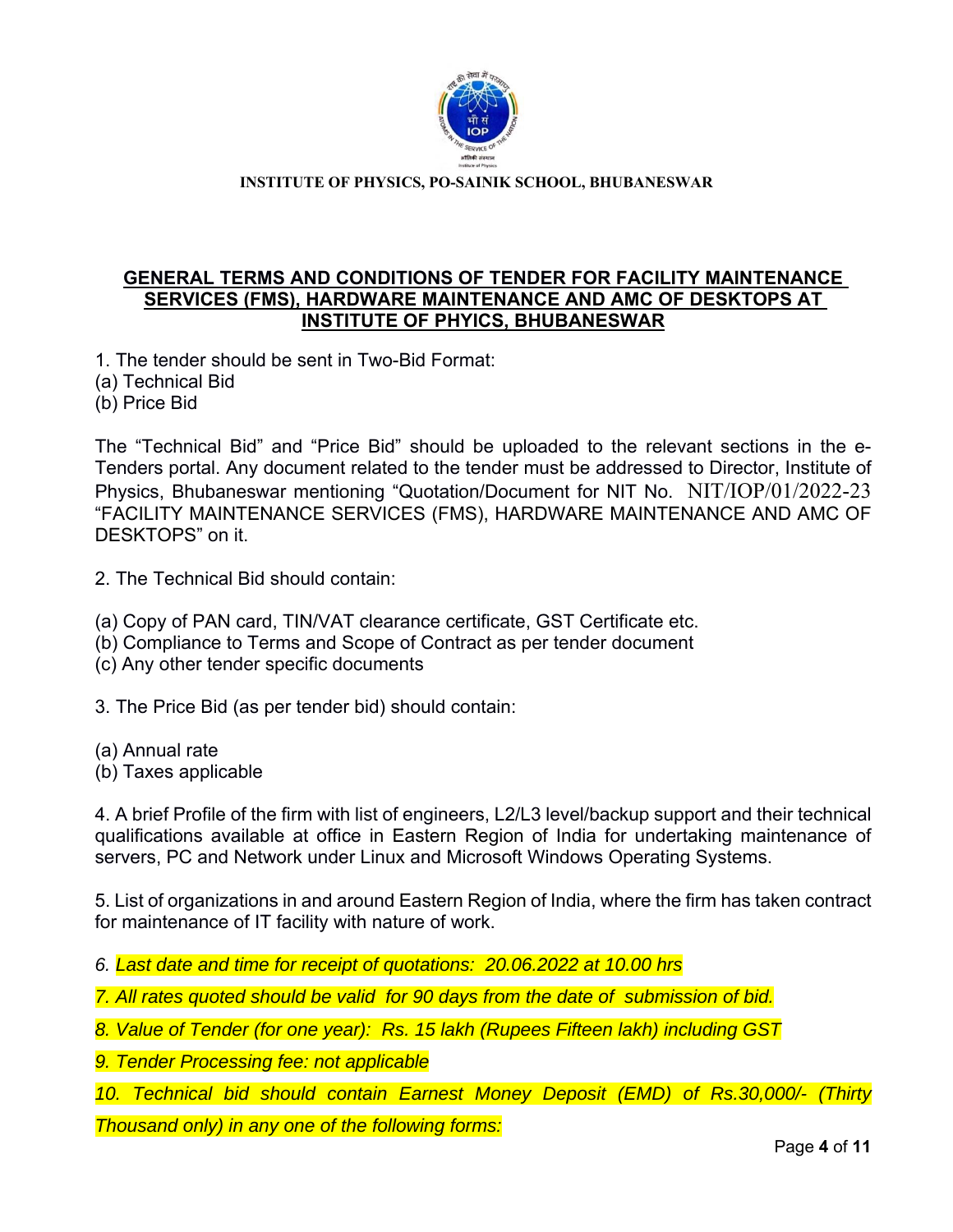**INSTITUTE OF PHYSICS, PO-SAINIK SCHOOL, BHUBANESWAR**

## GENERAL TERMS AND CONDITIONS OF TENDER FOR FACILITY MAINTENANCE SERVICES (FMS), HARDWARE MAINTENANCE AND AMC OF DESKTOPS AT INSTITUTE OF PHYICS, BHUBANESWAR

1. The tender should be sent in Two-Bid Format:
(a) Technical Bid
(b) Price Bid

The "Technical Bid" and "Price Bid" should be uploaded to the relevant sections in the e-Tenders portal. Any document related to the tender must be addressed to Director, Institute of Physics, Bhubaneswar mentioning "Quotation/Document for NIT No. NIT/IOP/01/2022-23 "FACILITY MAINTENANCE SERVICES (FMS), HARDWARE MAINTENANCE AND AMC OF DESKTOPS" on it.

2. The Technical Bid should contain:

(a) Copy of PAN card, TIN/VAT clearance certificate, GST Certificate etc.
(b) Compliance to Terms and Scope of Contract as per tender document
(c) Any other tender specific documents

3. The Price Bid (as per tender bid) should contain:

(a) Annual rate
(b) Taxes applicable

4. A brief Profile of the firm with list of engineers, L2/L3 level/backup support and their technical qualifications available at office in Eastern Region of India for undertaking maintenance of servers, PC and Network under Linux and Microsoft Windows Operating Systems.

5. List of organizations in and around Eastern Region of India, where the firm has taken contract for maintenance of IT facility with nature of work.

*6. Last date and time for receipt of quotations: 20.06.2022 at 10.00 hrs*

*7. All rates quoted should be valid for 90 days from the date of submission of bid.*

*8. Value of Tender (for one year): Rs. 15 lakh (Rupees Fifteen lakh) including GST*

*9. Tender Processing fee: not applicable*

*10. Technical bid should contain Earnest Money Deposit (EMD) of Rs.30,000/- (Thirty Thousand only) in any one of the following forms:*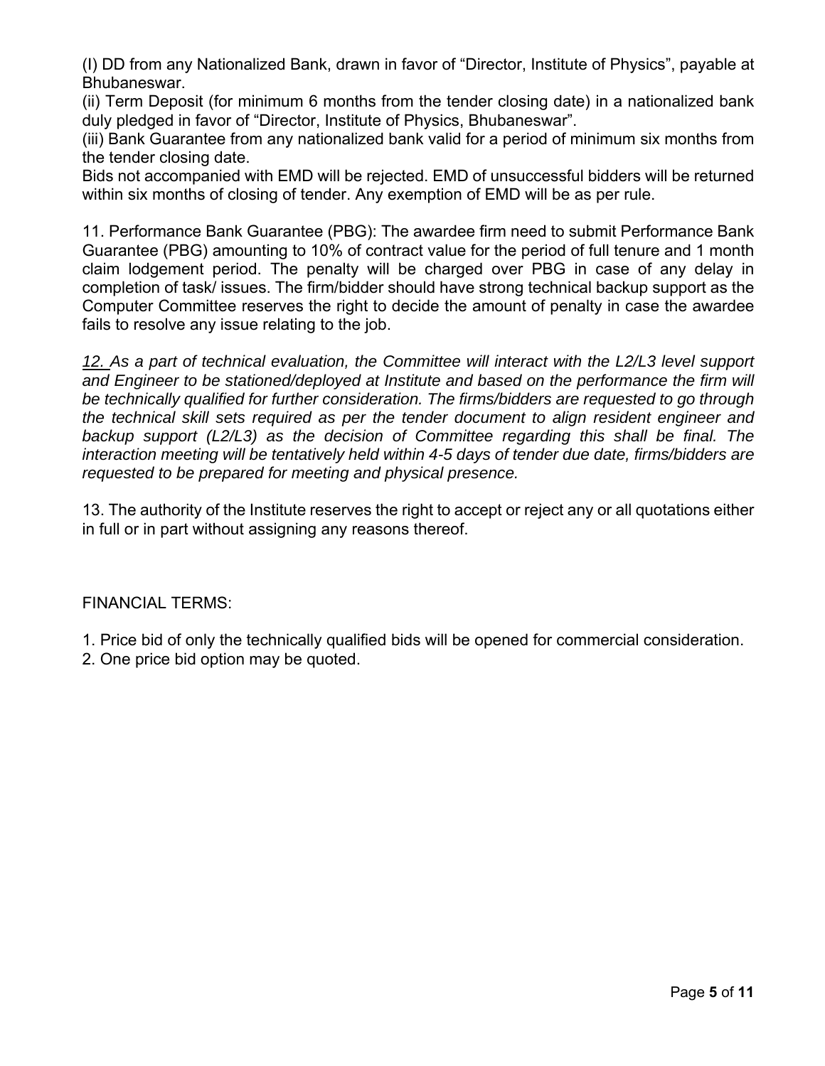(I) DD from any Nationalized Bank, drawn in favor of “Director, Institute of Physics”, payable at Bhubaneswar.

(ii) Term Deposit (for minimum 6 months from the tender closing date) in a nationalized bank duly pledged in favor of “Director, Institute of Physics, Bhubaneswar”.

(iii) Bank Guarantee from any nationalized bank valid for a period of minimum six months from the tender closing date.

Bids not accompanied with EMD will be rejected. EMD of unsuccessful bidders will be returned within six months of closing of tender. Any exemption of EMD will be as per rule.

11. Performance Bank Guarantee (PBG): The awardee firm need to submit Performance Bank Guarantee (PBG) amounting to 10% of contract value for the period of full tenure and 1 month claim lodgement period. The penalty will be charged over PBG in case of any delay in completion of task/ issues. The firm/bidder should have strong technical backup support as the Computer Committee reserves the right to decide the amount of penalty in case the awardee fails to resolve any issue relating to the job.

*12. As a part of technical evaluation, the Committee will interact with the L2/L3 level support and Engineer to be stationed/deployed at Institute and based on the performance the firm will be technically qualified for further consideration. The firms/bidders are requested to go through the technical skill sets required as per the tender document to align resident engineer and backup support (L2/L3) as the decision of Committee regarding this shall be final. The interaction meeting will be tentatively held within 4-5 days of tender due date, firms/bidders are requested to be prepared for meeting and physical presence.*

13. The authority of the Institute reserves the right to accept or reject any or all quotations either in full or in part without assigning any reasons thereof.

FINANCIAL TERMS:

1. Price bid of only the technically qualified bids will be opened for commercial consideration.
2. One price bid option may be quoted.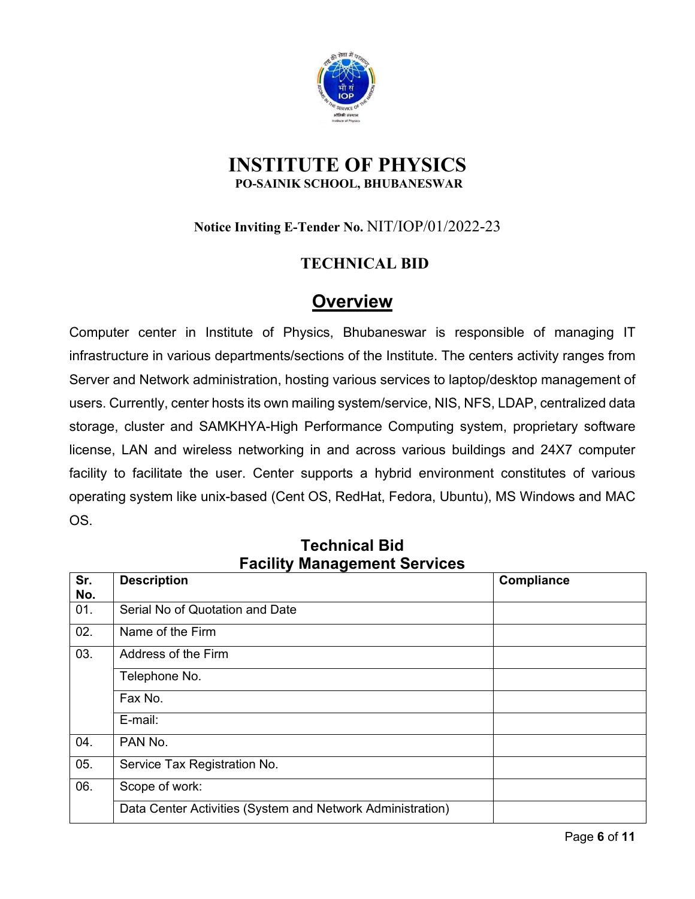# INSTITUTE OF PHYSICS

**PO-SAINIK SCHOOL, BHUBANESWAR**

**Notice Inviting E-Tender No.** NIT/IOP/01/2022-23

## TECHNICAL BID

## Overview

Computer center in Institute of Physics, Bhubaneswar is responsible of managing IT infrastructure in various departments/sections of the Institute. The centers activity ranges from Server and Network administration, hosting various services to laptop/desktop management of users. Currently, center hosts its own mailing system/service, NIS, NFS, LDAP, centralized data storage, cluster and SAMKHYA-High Performance Computing system, proprietary software license, LAN and wireless networking in and across various buildings and 24X7 computer facility to facilitate the user. Center supports a hybrid environment constitutes of various operating system like unix-based (Cent OS, RedHat, Fedora, Ubuntu), MS Windows and MAC OS.

### Technical Bid
### Facility Management Services

| Sr. No. | Description | Compliance |
|---|---|---|
| 01. | Serial No of Quotation and Date | |
| 02. | Name of the Firm | |
| 03. | Address of the Firm | |
| | Telephone No. | |
| | Fax No. | |
| | E-mail: | |
| 04. | PAN No. | |
| 05. | Service Tax Registration No. | |
| 06. | Scope of work: | |
| | Data Center Activities (System and Network Administration) | |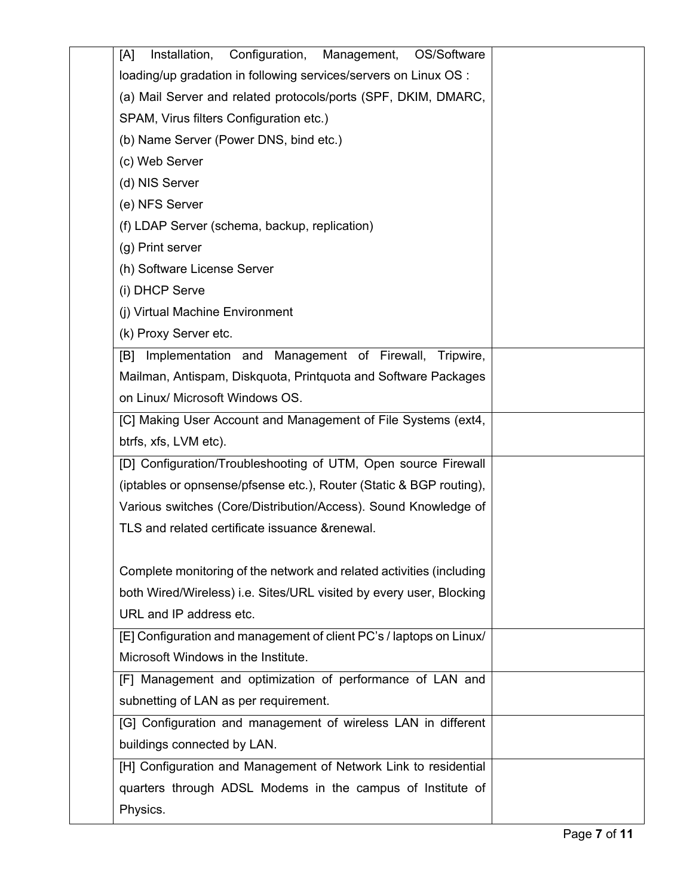| | | |
|---|---|---|
| | [A] Installation, Configuration, Management, OS/Software loading/up gradation in following services/servers on Linux OS :<br>(a) Mail Server and related protocols/ports (SPF, DKIM, DMARC, SPAM, Virus filters Configuration etc.)<br>(b) Name Server (Power DNS, bind etc.)<br>(c) Web Server<br>(d) NIS Server<br>(e) NFS Server<br>(f) LDAP Server (schema, backup, replication)<br>(g) Print server<br>(h) Software License Server<br>(i) DHCP Serve<br>(j) Virtual Machine Environment<br>(k) Proxy Server etc. | |
| | [B] Implementation and Management of Firewall, Tripwire, Mailman, Antispam, Diskquota, Printquota and Software Packages on Linux/ Microsoft Windows OS. | |
| | [C] Making User Account and Management of File Systems (ext4, btrfs, xfs, LVM etc). | |
| | [D] Configuration/Troubleshooting of UTM, Open source Firewall (iptables or opnsense/pfsense etc.), Router (Static & BGP routing), Various switches (Core/Distribution/Access). Sound Knowledge of TLS and related certificate issuance &renewal.<br><br>Complete monitoring of the network and related activities (including both Wired/Wireless) i.e. Sites/URL visited by every user, Blocking URL and IP address etc. | |
| | [E] Configuration and management of client PC's / laptops on Linux/ Microsoft Windows in the Institute. | |
| | [F] Management and optimization of performance of LAN and subnetting of LAN as per requirement. | |
| | [G] Configuration and management of wireless LAN in different buildings connected by LAN. | |
| | [H] Configuration and Management of Network Link to residential quarters through ADSL Modems in the campus of Institute of Physics. | |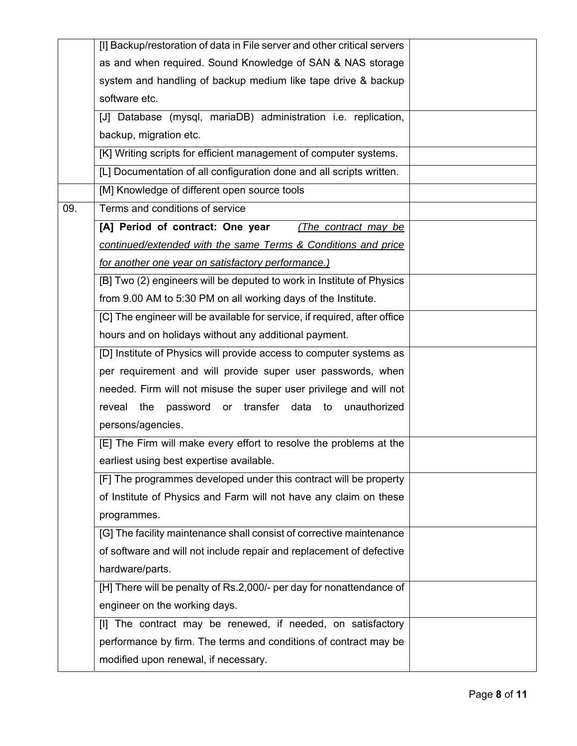| | | |
|---|---|---|
| | [I] Backup/restoration of data in File server and other critical servers as and when required. Sound Knowledge of SAN & NAS storage system and handling of backup medium like tape drive & backup software etc. | |
| | [J] Database (mysql, mariaDB) administration i.e. replication, backup, migration etc. | |
| | [K] Writing scripts for efficient management of computer systems. | |
| | [L] Documentation of all configuration done and all scripts written. | |
| | [M] Knowledge of different open source tools | |
| 09. | Terms and conditions of service | |
| | **[A] Period of contract: One year** *(The contract may be continued/extended with the same Terms & Conditions and price for another one year on satisfactory performance.)* | |
| | [B] Two (2) engineers will be deputed to work in Institute of Physics from 9.00 AM to 5:30 PM on all working days of the Institute. | |
| | [C] The engineer will be available for service, if required, after office hours and on holidays without any additional payment. | |
| | [D] Institute of Physics will provide access to computer systems as per requirement and will provide super user passwords, when needed. Firm will not misuse the super user privilege and will not reveal the password or transfer data to unauthorized persons/agencies. | |
| | [E] The Firm will make every effort to resolve the problems at the earliest using best expertise available. | |
| | [F] The programmes developed under this contract will be property of Institute of Physics and Farm will not have any claim on these programmes. | |
| | [G] The facility maintenance shall consist of corrective maintenance of software and will not include repair and replacement of defective hardware/parts. | |
| | [H] There will be penalty of Rs.2,000/- per day for nonattendance of engineer on the working days. | |
| | [I] The contract may be renewed, if needed, on satisfactory performance by firm. The terms and conditions of contract may be modified upon renewal, if necessary. | |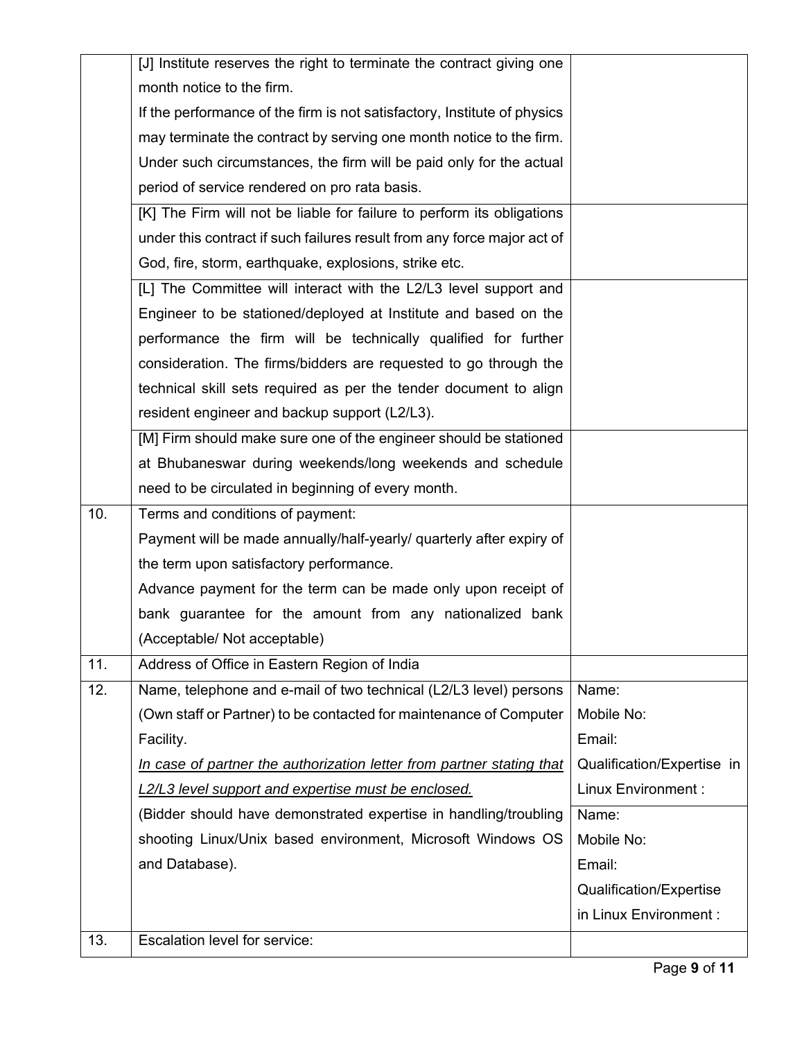| | | |
|---|---|---|
| | [J] Institute reserves the right to terminate the contract giving one month notice to the firm.<br>If the performance of the firm is not satisfactory, Institute of physics may terminate the contract by serving one month notice to the firm. Under such circumstances, the firm will be paid only for the actual period of service rendered on pro rata basis. | |
| | [K] The Firm will not be liable for failure to perform its obligations under this contract if such failures result from any force major act of God, fire, storm, earthquake, explosions, strike etc. | |
| | [L] The Committee will interact with the L2/L3 level support and Engineer to be stationed/deployed at Institute and based on the performance the firm will be technically qualified for further consideration. The firms/bidders are requested to go through the technical skill sets required as per the tender document to align resident engineer and backup support (L2/L3). | |
| | [M] Firm should make sure one of the engineer should be stationed at Bhubaneswar during weekends/long weekends and schedule need to be circulated in beginning of every month. | |
| 10. | Terms and conditions of payment:<br>Payment will be made annually/half-yearly/ quarterly after expiry of the term upon satisfactory performance.<br>Advance payment for the term can be made only upon receipt of bank guarantee for the amount from any nationalized bank (Acceptable/ Not acceptable) | |
| 11. | Address of Office in Eastern Region of India | |
| 12. | Name, telephone and e-mail of two technical (L2/L3 level) persons (Own staff or Partner) to be contacted for maintenance of Computer Facility.<br>*In case of partner the authorization letter from partner stating that L2/L3 level support and expertise must be enclosed.*<br>(Bidder should have demonstrated expertise in handling/troubling shooting Linux/Unix based environment, Microsoft Windows OS and Database). | Name:<br>Mobile No:<br>Email:<br>Qualification/Expertise in Linux Environment :<br><br>Name:<br>Mobile No:<br>Email:<br>Qualification/Expertise in Linux Environment : |
| 13. | Escalation level for service: | |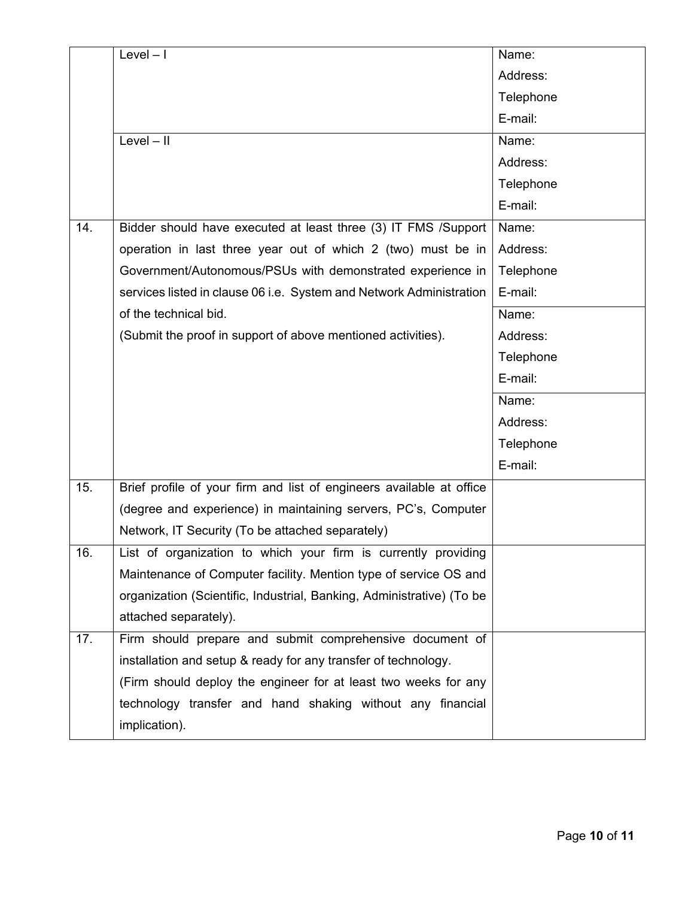|  |  |  |
| --- | --- | --- |
|  | Level – I | Name:<br>Address:<br>Telephone<br>E-mail: |
|  | Level – II | Name:<br>Address:<br>Telephone<br>E-mail: |
| 14. | Bidder should have executed at least three (3) IT FMS /Support operation in last three year out of which 2 (two) must be in Government/Autonomous/PSUs with demonstrated experience in services listed in clause 06 i.e. System and Network Administration of the technical bid.<br>(Submit the proof in support of above mentioned activities). | Name:<br>Address:<br>Telephone<br>E-mail: |
|  |  | Name:<br>Address:<br>Telephone<br>E-mail: |
|  |  | Name:<br>Address:<br>Telephone<br>E-mail: |
| 15. | Brief profile of your firm and list of engineers available at office (degree and experience) in maintaining servers, PC's, Computer Network, IT Security (To be attached separately) |  |
| 16. | List of organization to which your firm is currently providing Maintenance of Computer facility. Mention type of service OS and organization (Scientific, Industrial, Banking, Administrative) (To be attached separately). |  |
| 17. | Firm should prepare and submit comprehensive document of installation and setup & ready for any transfer of technology.<br>(Firm should deploy the engineer for at least two weeks for any technology transfer and hand shaking without any financial implication). |  |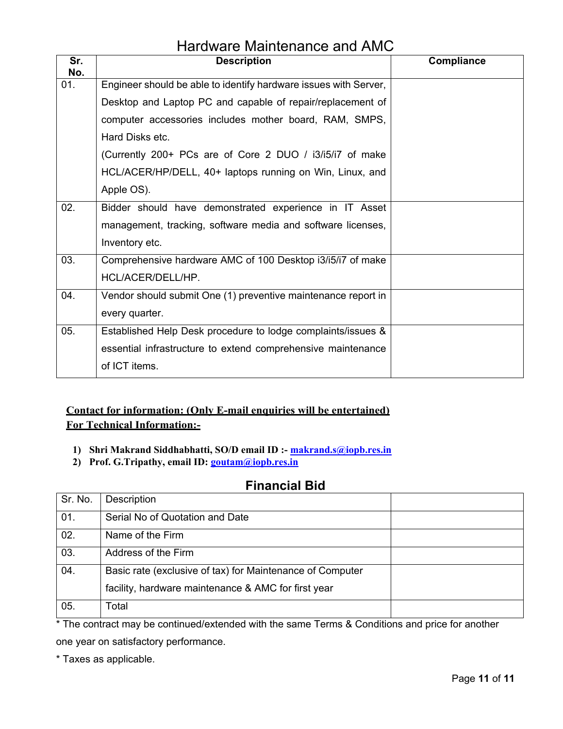## Hardware Maintenance and AMC

| Sr. No. | Description | Compliance |
|---|---|---|
| 01. | Engineer should be able to identify hardware issues with Server, Desktop and Laptop PC and capable of repair/replacement of computer accessories includes mother board, RAM, SMPS, Hard Disks etc. (Currently 200+ PCs are of Core 2 DUO / i3/i5/i7 of make HCL/ACER/HP/DELL, 40+ laptops running on Win, Linux, and Apple OS). | |
| 02. | Bidder should have demonstrated experience in IT Asset management, tracking, software media and software licenses, Inventory etc. | |
| 03. | Comprehensive hardware AMC of 100 Desktop i3/i5/i7 of make HCL/ACER/DELL/HP. | |
| 04. | Vendor should submit One (1) preventive maintenance report in every quarter. | |
| 05. | Established Help Desk procedure to lodge complaints/issues & essential infrastructure to extend comprehensive maintenance of ICT items. | |

**Contact for information: (Only E-mail enquiries will be entertained)**
**For Technical Information:-**

1) **Shri Makrand Siddhabhatti, SO/D email ID :- makrand.s@iopb.res.in**
2) **Prof. G.Tripathy, email ID: goutam@iopb.res.in**

## Financial Bid

| Sr. No. | Description | |
|---|---|---|
| 01. | Serial No of Quotation and Date | |
| 02. | Name of the Firm | |
| 03. | Address of the Firm | |
| 04. | Basic rate (exclusive of tax) for Maintenance of Computer facility, hardware maintenance & AMC for first year | |
| 05. | Total | |

* The contract may be continued/extended with the same Terms & Conditions and price for another one year on satisfactory performance.

* Taxes as applicable.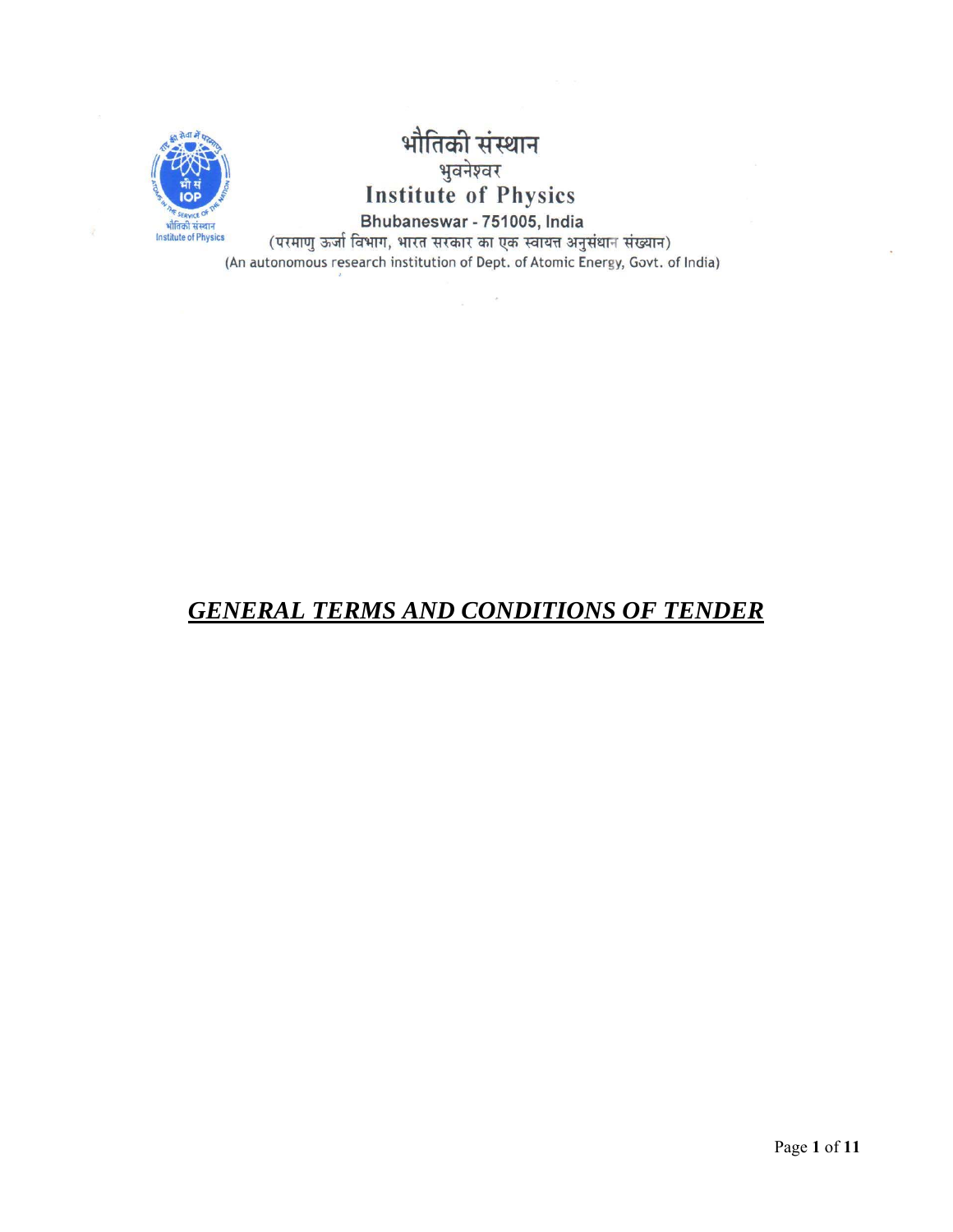भौतिकी संस्थान

भुवनेश्वर

**Institute of Physics**

**Bhubaneswar - 751005, India**

(परमाणु ऊर्जा विभाग, भारत सरकार का एक स्वायत्त अनुसंधान संख्यान)

(An autonomous research institution of Dept. of Atomic Energy, Govt. of India)

# ***GENERAL TERMS AND CONDITIONS OF TENDER***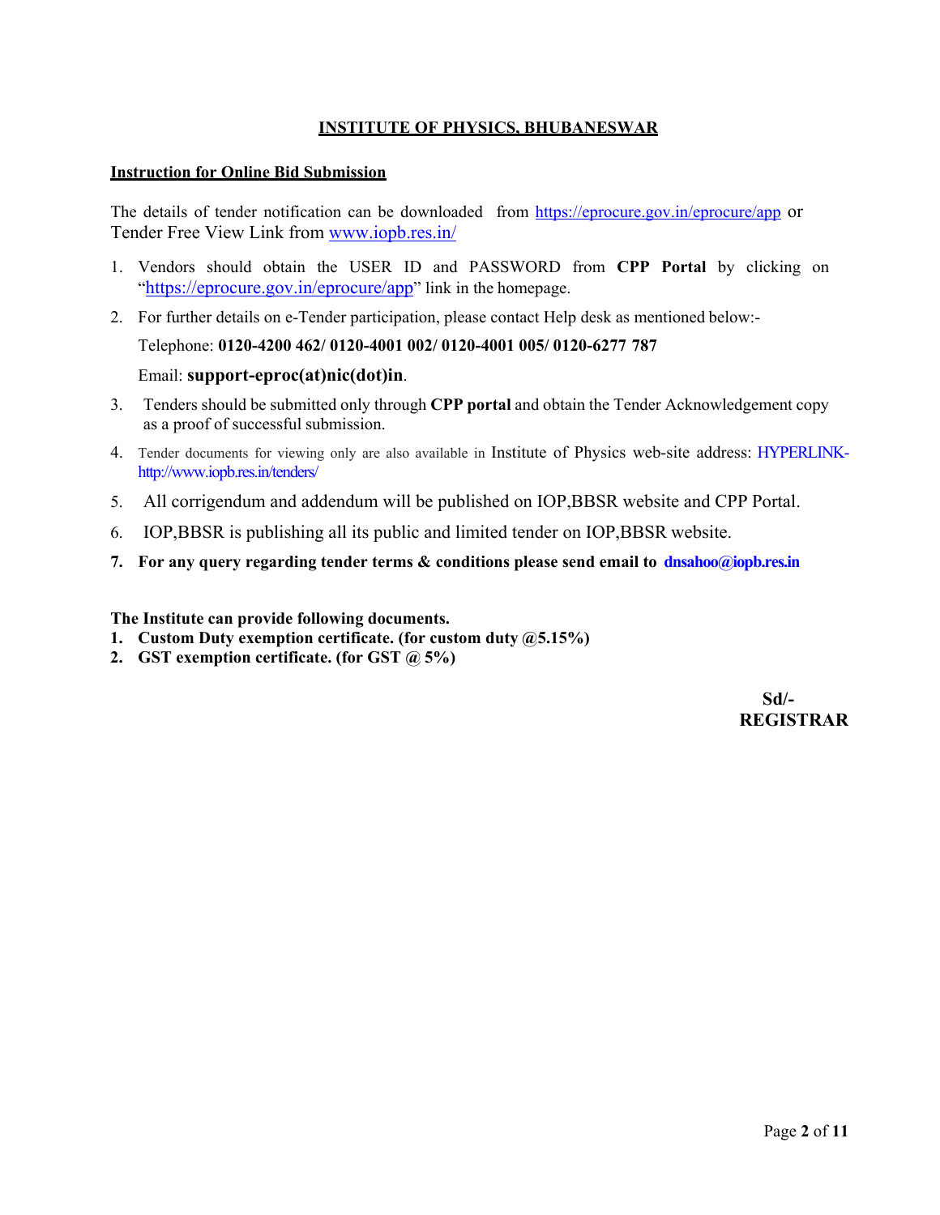# INSTITUTE OF PHYSICS, BHUBANESWAR

## Instruction for Online Bid Submission

The details of tender notification can be downloaded from https://eprocure.gov.in/eprocure/app or Tender Free View Link from www.iopb.res.in/

1. Vendors should obtain the USER ID and PASSWORD from **CPP Portal** by clicking on "https://eprocure.gov.in/eprocure/app" link in the homepage.
2. For further details on e-Tender participation, please contact Help desk as mentioned below:-

   Telephone: **0120-4200 462/ 0120-4001 002/ 0120-4001 005/ 0120-6277 787**

   Email: **support-eproc(at)nic(dot)in**.
3. Tenders should be submitted only through **CPP portal** and obtain the Tender Acknowledgement copy as a proof of successful submission.
4. Tender documents for viewing only are also available in Institute of Physics web-site address: HYPERLINK-http://www.iopb.res.in/tenders/
5. All corrigendum and addendum will be published on IOP,BBSR website and CPP Portal.
6. IOP,BBSR is publishing all its public and limited tender on IOP,BBSR website.
7. **For any query regarding tender terms & conditions please send email to dnsahoo@iopb.res.in**

**The Institute can provide following documents.**

1. **Custom Duty exemption certificate. (for custom duty @5.15%)**
2. **GST exemption certificate. (for GST @ 5%)**

**Sd/-**
**REGISTRAR**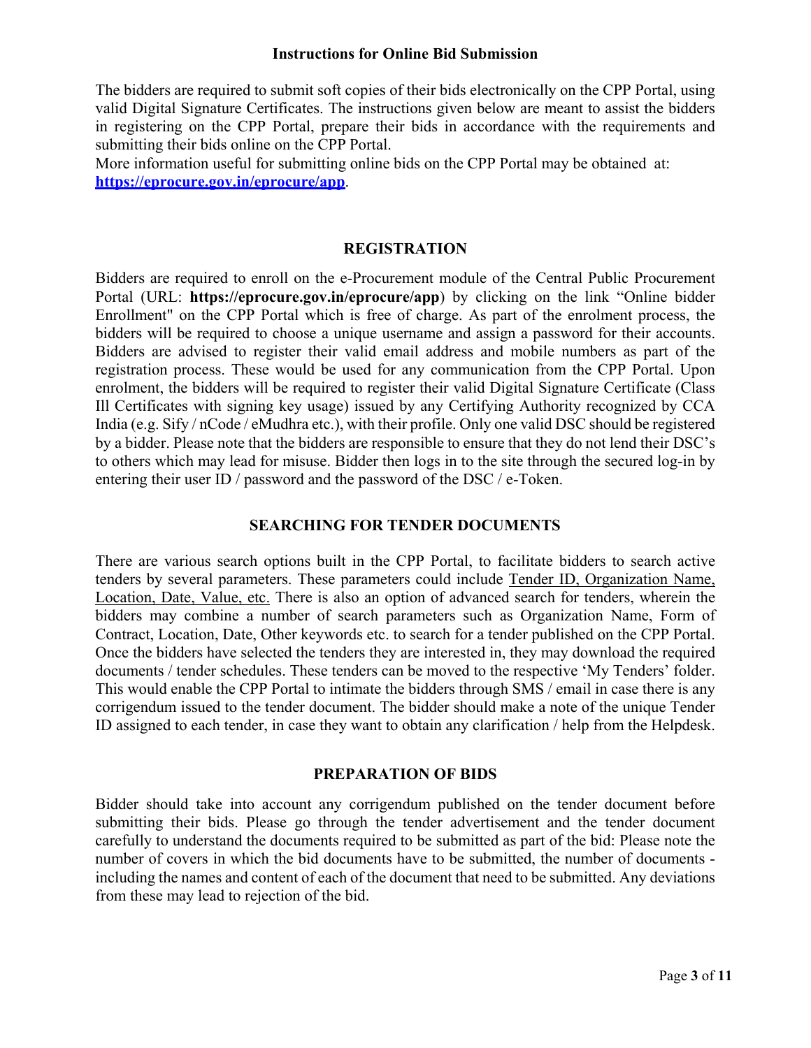## Instructions for Online Bid Submission

The bidders are required to submit soft copies of their bids electronically on the CPP Portal, using valid Digital Signature Certificates. The instructions given below are meant to assist the bidders in registering on the CPP Portal, prepare their bids in accordance with the requirements and submitting their bids online on the CPP Portal.
More information useful for submitting online bids on the CPP Portal may be obtained at: **https://eprocure.gov.in/eprocure/app**.

### REGISTRATION

Bidders are required to enroll on the e-Procurement module of the Central Public Procurement Portal (URL: **https://eprocure.gov.in/eprocure/app**) by clicking on the link "Online bidder Enrollment" on the CPP Portal which is free of charge. As part of the enrolment process, the bidders will be required to choose a unique username and assign a password for their accounts. Bidders are advised to register their valid email address and mobile numbers as part of the registration process. These would be used for any communication from the CPP Portal. Upon enrolment, the bidders will be required to register their valid Digital Signature Certificate (Class Ill Certificates with signing key usage) issued by any Certifying Authority recognized by CCA India (e.g. Sify / nCode / eMudhra etc.), with their profile. Only one valid DSC should be registered by a bidder. Please note that the bidders are responsible to ensure that they do not lend their DSC's to others which may lead for misuse. Bidder then logs in to the site through the secured log-in by entering their user ID / password and the password of the DSC / e-Token.

### SEARCHING FOR TENDER DOCUMENTS

There are various search options built in the CPP Portal, to facilitate bidders to search active tenders by several parameters. These parameters could include Tender ID, Organization Name, Location, Date, Value, etc. There is also an option of advanced search for tenders, wherein the bidders may combine a number of search parameters such as Organization Name, Form of Contract, Location, Date, Other keywords etc. to search for a tender published on the CPP Portal. Once the bidders have selected the tenders they are interested in, they may download the required documents / tender schedules. These tenders can be moved to the respective 'My Tenders' folder. This would enable the CPP Portal to intimate the bidders through SMS / email in case there is any corrigendum issued to the tender document. The bidder should make a note of the unique Tender ID assigned to each tender, in case they want to obtain any clarification / help from the Helpdesk.

### PREPARATION OF BIDS

Bidder should take into account any corrigendum published on the tender document before submitting their bids. Please go through the tender advertisement and the tender document carefully to understand the documents required to be submitted as part of the bid: Please note the number of covers in which the bid documents have to be submitted, the number of documents - including the names and content of each of the document that need to be submitted. Any deviations from these may lead to rejection of the bid.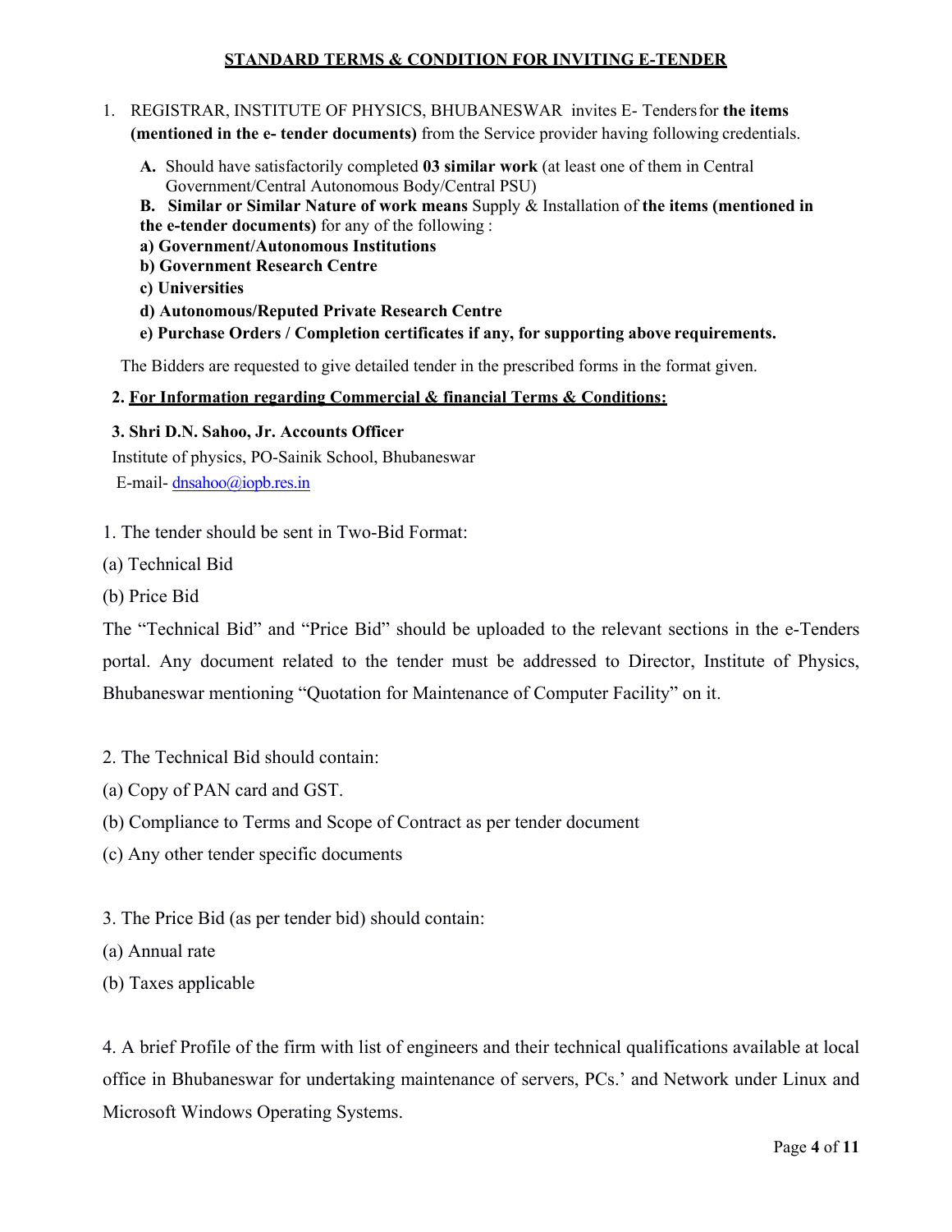## STANDARD TERMS & CONDITION FOR INVITING E-TENDER

1. REGISTRAR, INSTITUTE OF PHYSICS, BHUBANESWAR invites E- Tenders for **the items (mentioned in the e- tender documents)** from the Service provider having following credentials.

   **A.** Should have satisfactorily completed **03 similar work** (at least one of them in Central Government/Central Autonomous Body/Central PSU)

   **B. Similar or Similar Nature of work means** Supply & Installation of **the items (mentioned in the e-tender documents)** for any of the following :

   **a) Government/Autonomous Institutions**

   **b) Government Research Centre**

   **c) Universities**

   **d) Autonomous/Reputed Private Research Centre**

   **e) Purchase Orders / Completion certificates if any, for supporting above requirements.**

The Bidders are requested to give detailed tender in the prescribed forms in the format given.

**2. For Information regarding Commercial & financial Terms & Conditions:**

**3. Shri D.N. Sahoo, Jr. Accounts Officer**

Institute of physics, PO-Sainik School, Bhubaneswar

E-mail- dnsahoo@iopb.res.in

1. The tender should be sent in Two-Bid Format:

(a) Technical Bid

(b) Price Bid

The "Technical Bid" and "Price Bid" should be uploaded to the relevant sections in the e-Tenders portal. Any document related to the tender must be addressed to Director, Institute of Physics, Bhubaneswar mentioning "Quotation for Maintenance of Computer Facility" on it.

2. The Technical Bid should contain:

(a) Copy of PAN card and GST.

(b) Compliance to Terms and Scope of Contract as per tender document

(c) Any other tender specific documents

3. The Price Bid (as per tender bid) should contain:

(a) Annual rate

(b) Taxes applicable

4. A brief Profile of the firm with list of engineers and their technical qualifications available at local office in Bhubaneswar for undertaking maintenance of servers, PCs.' and Network under Linux and Microsoft Windows Operating Systems.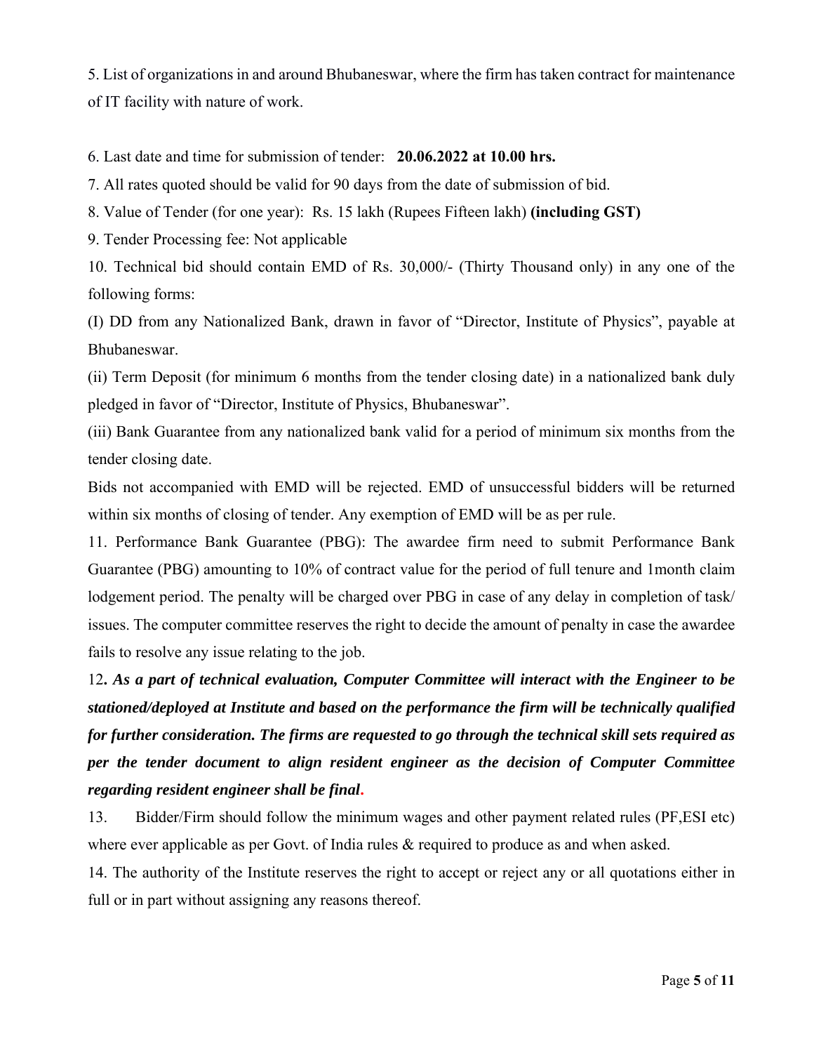5. List of organizations in and around Bhubaneswar, where the firm has taken contract for maintenance of IT facility with nature of work.

6. Last date and time for submission of tender: **20.06.2022 at 10.00 hrs.**

7. All rates quoted should be valid for 90 days from the date of submission of bid.

8. Value of Tender (for one year): Rs. 15 lakh (Rupees Fifteen lakh) **(including GST)**

9. Tender Processing fee: Not applicable

10. Technical bid should contain EMD of Rs. 30,000/- (Thirty Thousand only) in any one of the following forms:

(I) DD from any Nationalized Bank, drawn in favor of "Director, Institute of Physics", payable at Bhubaneswar.

(ii) Term Deposit (for minimum 6 months from the tender closing date) in a nationalized bank duly pledged in favor of "Director, Institute of Physics, Bhubaneswar".

(iii) Bank Guarantee from any nationalized bank valid for a period of minimum six months from the tender closing date.

Bids not accompanied with EMD will be rejected. EMD of unsuccessful bidders will be returned within six months of closing of tender. Any exemption of EMD will be as per rule.

11. Performance Bank Guarantee (PBG): The awardee firm need to submit Performance Bank Guarantee (PBG) amounting to 10% of contract value for the period of full tenure and 1month claim lodgement period. The penalty will be charged over PBG in case of any delay in completion of task/ issues. The computer committee reserves the right to decide the amount of penalty in case the awardee fails to resolve any issue relating to the job.

12**. *As a part of technical evaluation, Computer Committee will interact with the Engineer to be stationed/deployed at Institute and based on the performance the firm will be technically qualified for further consideration. The firms are requested to go through the technical skill sets required as per the tender document to align resident engineer as the decision of Computer Committee regarding resident engineer shall be final*.**

13. Bidder/Firm should follow the minimum wages and other payment related rules (PF,ESI etc) where ever applicable as per Govt. of India rules & required to produce as and when asked.

14. The authority of the Institute reserves the right to accept or reject any or all quotations either in full or in part without assigning any reasons thereof.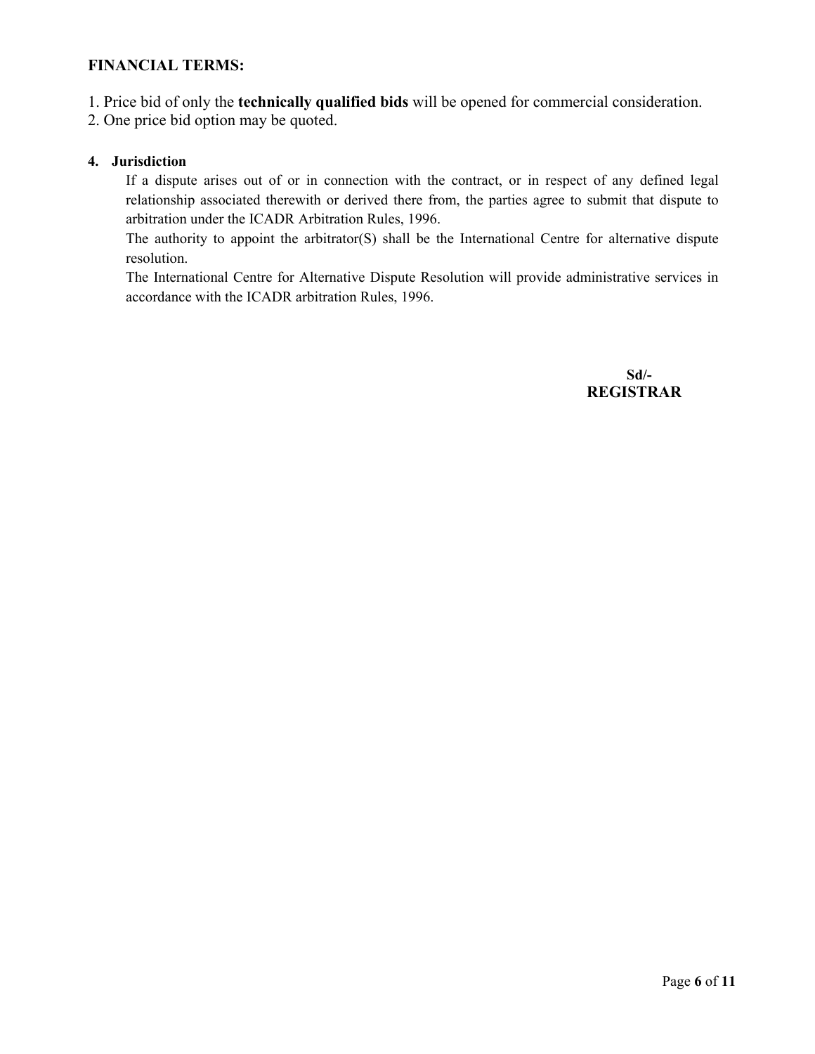## FINANCIAL TERMS:

1. Price bid of only the **technically qualified bids** will be opened for commercial consideration.
2. One price bid option may be quoted.

**4. Jurisdiction**

If a dispute arises out of or in connection with the contract, or in respect of any defined legal relationship associated therewith or derived there from, the parties agree to submit that dispute to arbitration under the ICADR Arbitration Rules, 1996.

The authority to appoint the arbitrator(S) shall be the International Centre for alternative dispute resolution.

The International Centre for Alternative Dispute Resolution will provide administrative services in accordance with the ICADR arbitration Rules, 1996.

**Sd/-**
**REGISTRAR**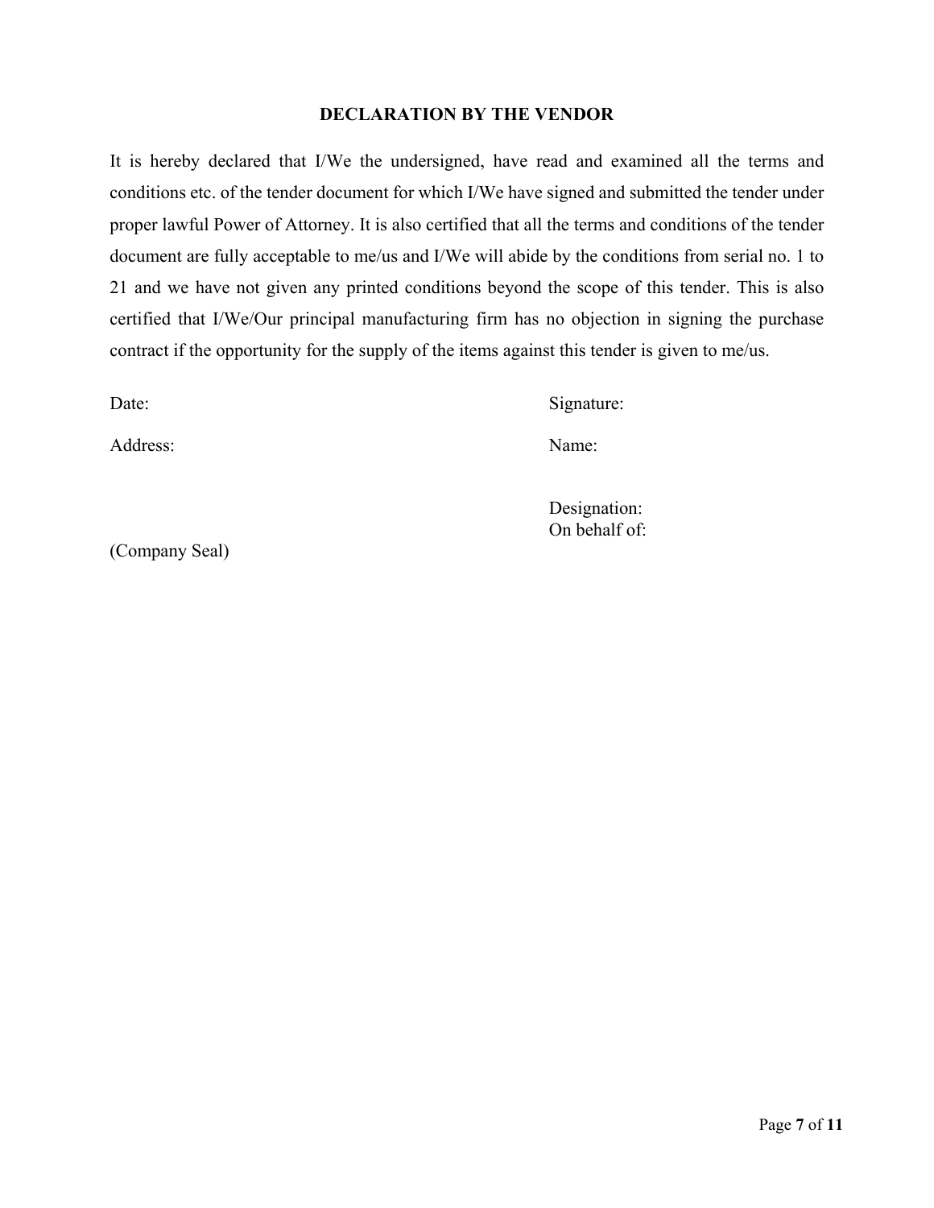## DECLARATION BY THE VENDOR

It is hereby declared that I/We the undersigned, have read and examined all the terms and conditions etc. of the tender document for which I/We have signed and submitted the tender under proper lawful Power of Attorney. It is also certified that all the terms and conditions of the tender document are fully acceptable to me/us and I/We will abide by the conditions from serial no. 1 to 21 and we have not given any printed conditions beyond the scope of this tender. This is also certified that I/We/Our principal manufacturing firm has no objection in signing the purchase contract if the opportunity for the supply of the items against this tender is given to me/us.

Date:

Address:

Signature:

Name:

Designation:
On behalf of:

(Company Seal)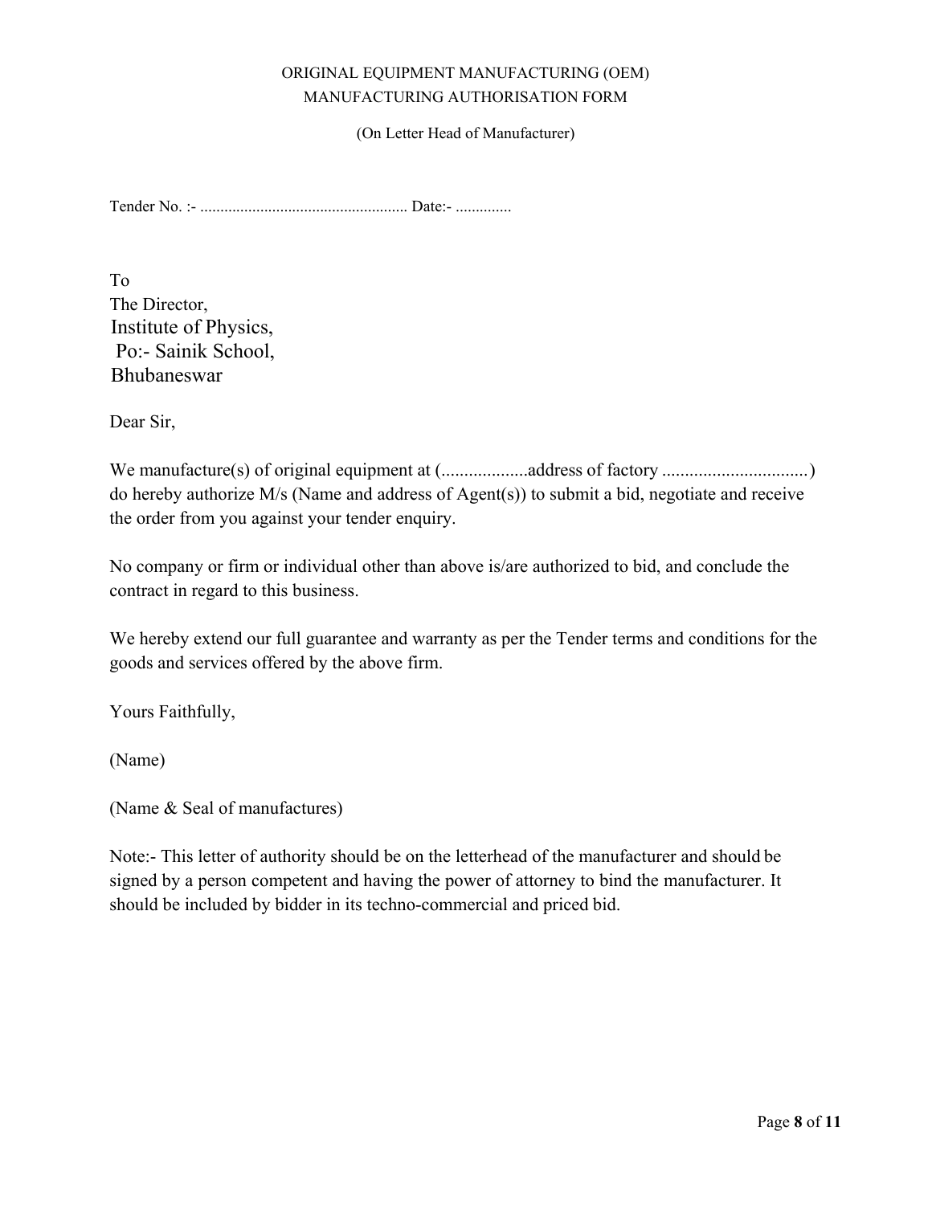# ORIGINAL EQUIPMENT MANUFACTURING (OEM)
# MANUFACTURING AUTHORISATION FORM

(On Letter Head of Manufacturer)

Tender No. :- .................................................... Date:- ..............

To  
The Director,  
Institute of Physics,  
Po:- Sainik School,  
Bhubaneswar

Dear Sir,

We manufacture(s) of original equipment at (..................address of factory ................................) do hereby authorize M/s (Name and address of Agent(s)) to submit a bid, negotiate and receive the order from you against your tender enquiry.

No company or firm or individual other than above is/are authorized to bid, and conclude the contract in regard to this business.

We hereby extend our full guarantee and warranty as per the Tender terms and conditions for the goods and services offered by the above firm.

Yours Faithfully,

(Name)

(Name & Seal of manufactures)

Note:- This letter of authority should be on the letterhead of the manufacturer and should be signed by a person competent and having the power of attorney to bind the manufacturer. It should be included by bidder in its techno-commercial and priced bid.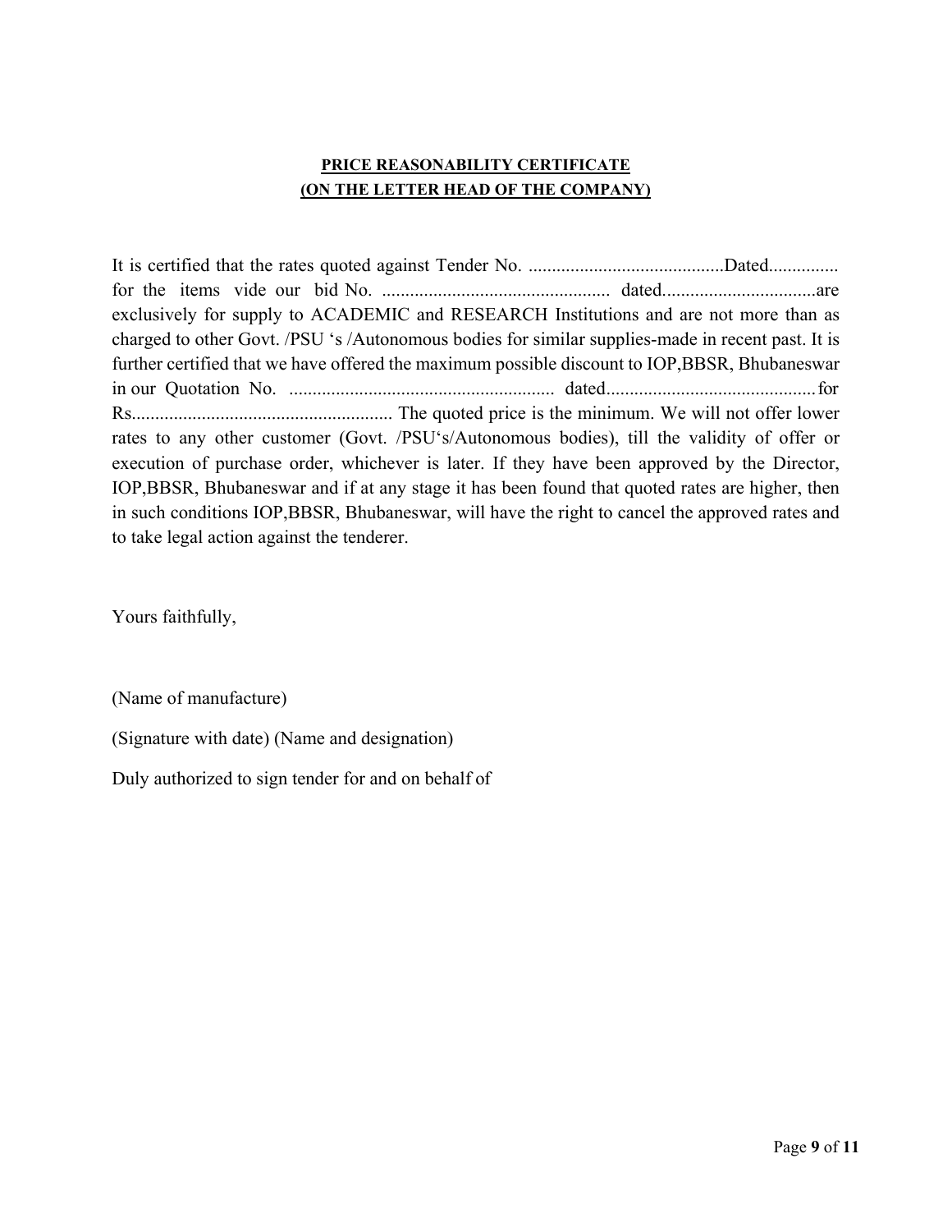## PRICE REASONABILITY CERTIFICATE
## (ON THE LETTER HEAD OF THE COMPANY)

It is certified that the rates quoted against Tender No. ..........................................Dated............... for the items vide our bid No. ................................................ dated.................................are exclusively for supply to ACADEMIC and RESEARCH Institutions and are not more than as charged to other Govt. /PSU 's /Autonomous bodies for similar supplies-made in recent past. It is further certified that we have offered the maximum possible discount to IOP,BBSR, Bhubaneswar in our Quotation No. ........................................................ dated............................................for Rs....................................................... The quoted price is the minimum. We will not offer lower rates to any other customer (Govt. /PSU's/Autonomous bodies), till the validity of offer or execution of purchase order, whichever is later. If they have been approved by the Director, IOP,BBSR, Bhubaneswar and if at any stage it has been found that quoted rates are higher, then in such conditions IOP,BBSR, Bhubaneswar, will have the right to cancel the approved rates and to take legal action against the tenderer.

Yours faithfully,

(Name of manufacture)

(Signature with date) (Name and designation)

Duly authorized to sign tender for and on behalf of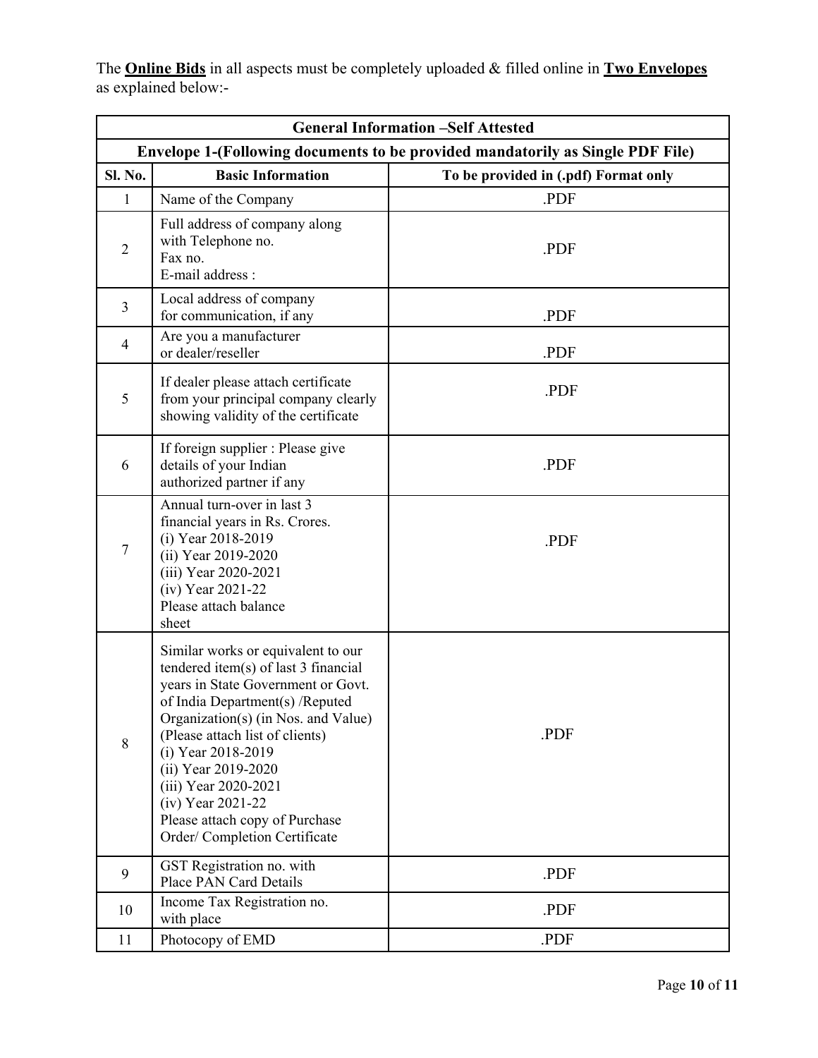The **Online Bids** in all aspects must be completely uploaded & filled online in **Two Envelopes** as explained below:-

| General Information –Self Attested | | |
|---|---|---|
| **Envelope 1-(Following documents to be provided mandatorily as Single PDF File)** | | |
| **Sl. No.** | **Basic Information** | **To be provided in (.pdf) Format only** |
| 1 | Name of the Company | .PDF |
| 2 | Full address of company along with Telephone no.<br>Fax no.<br>E-mail address : | .PDF |
| 3 | Local address of company for communication, if any | .PDF |
| 4 | Are you a manufacturer or dealer/reseller | .PDF |
| 5 | If dealer please attach certificate from your principal company clearly showing validity of the certificate | .PDF |
| 6 | If foreign supplier : Please give details of your Indian authorized partner if any | .PDF |
| 7 | Annual turn-over in last 3 financial years in Rs. Crores.<br>(i) Year 2018-2019<br>(ii) Year 2019-2020<br>(iii) Year 2020-2021<br>(iv) Year 2021-22<br>Please attach balance sheet | .PDF |
| 8 | Similar works or equivalent to our tendered item(s) of last 3 financial years in State Government or Govt. of India Department(s) /Reputed Organization(s) (in Nos. and Value) (Please attach list of clients)<br>(i) Year 2018-2019<br>(ii) Year 2019-2020<br>(iii) Year 2020-2021<br>(iv) Year 2021-22<br>Please attach copy of Purchase Order/ Completion Certificate | .PDF |
| 9 | GST Registration no. with Place PAN Card Details | .PDF |
| 10 | Income Tax Registration no. with place | .PDF |
| 11 | Photocopy of EMD | .PDF |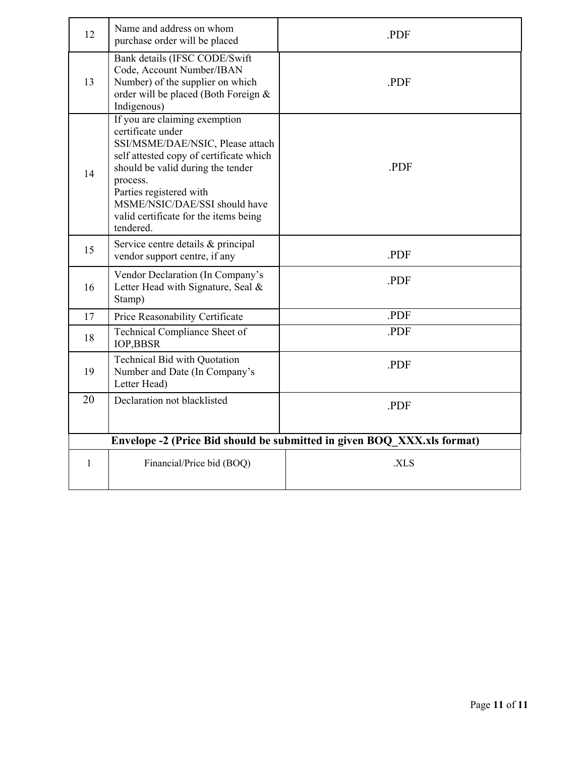| | | |
|---|---|---|
| 12 | Name and address on whom purchase order will be placed | .PDF |
| 13 | Bank details (IFSC CODE/Swift Code, Account Number/IBAN Number) of the supplier on which order will be placed (Both Foreign & Indigenous) | .PDF |
| 14 | If you are claiming exemption certificate under SSI/MSME/DAE/NSIC, Please attach self attested copy of certificate which should be valid during the tender process.<br>Parties registered with MSME/NSIC/DAE/SSI should have valid certificate for the items being tendered. | .PDF |
| 15 | Service centre details & principal vendor support centre, if any | .PDF |
| 16 | Vendor Declaration (In Company's Letter Head with Signature, Seal & Stamp) | .PDF |
| 17 | Price Reasonability Certificate | .PDF |
| 18 | Technical Compliance Sheet of IOP,BBSR | .PDF |
| 19 | Technical Bid with Quotation Number and Date (In Company's Letter Head) | .PDF |
| 20 | Declaration not blacklisted | .PDF |
| **Envelope -2 (Price Bid should be submitted in given BOQ_XXX.xls format)** | | |
| 1 | Financial/Price bid (BOQ) | .XLS |